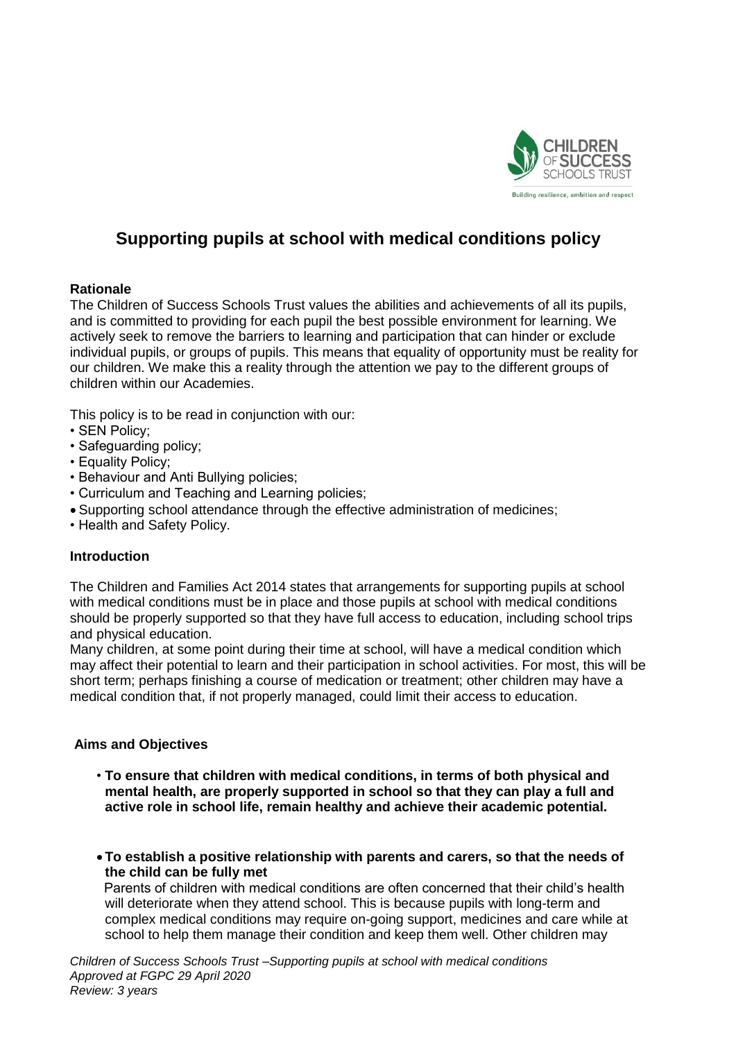# Supporting pupils at school with medical conditions policy

### Rationale

The Children of Success Schools Trust values the abilities and achievements of all its pupils, and is committed to providing for each pupil the best possible environment for learning. We actively seek to remove the barriers to learning and participation that can hinder or exclude individual pupils, or groups of pupils. This means that equality of opportunity must be reality for our children. We make this a reality through the attention we pay to the different groups of children within our Academies.

This policy is to be read in conjunction with our:

- SEN Policy;
- Safeguarding policy;
- Equality Policy;
- Behaviour and Anti Bullying policies;
- Curriculum and Teaching and Learning policies;
- Supporting school attendance through the effective administration of medicines;
- Health and Safety Policy.

### Introduction

The Children and Families Act 2014 states that arrangements for supporting pupils at school with medical conditions must be in place and those pupils at school with medical conditions should be properly supported so that they have full access to education, including school trips and physical education.

Many children, at some point during their time at school, will have a medical condition which may affect their potential to learn and their participation in school activities. For most, this will be short term; perhaps finishing a course of medication or treatment; other children may have a medical condition that, if not properly managed, could limit their access to education.

### Aims and Objectives

- **To ensure that children with medical conditions, in terms of both physical and mental health, are properly supported in school so that they can play a full and active role in school life, remain healthy and achieve their academic potential.**

- **To establish a positive relationship with parents and carers, so that the needs of the child can be fully met**

  Parents of children with medical conditions are often concerned that their child's health will deteriorate when they attend school. This is because pupils with long-term and complex medical conditions may require on-going support, medicines and care while at school to help them manage their condition and keep them well. Other children may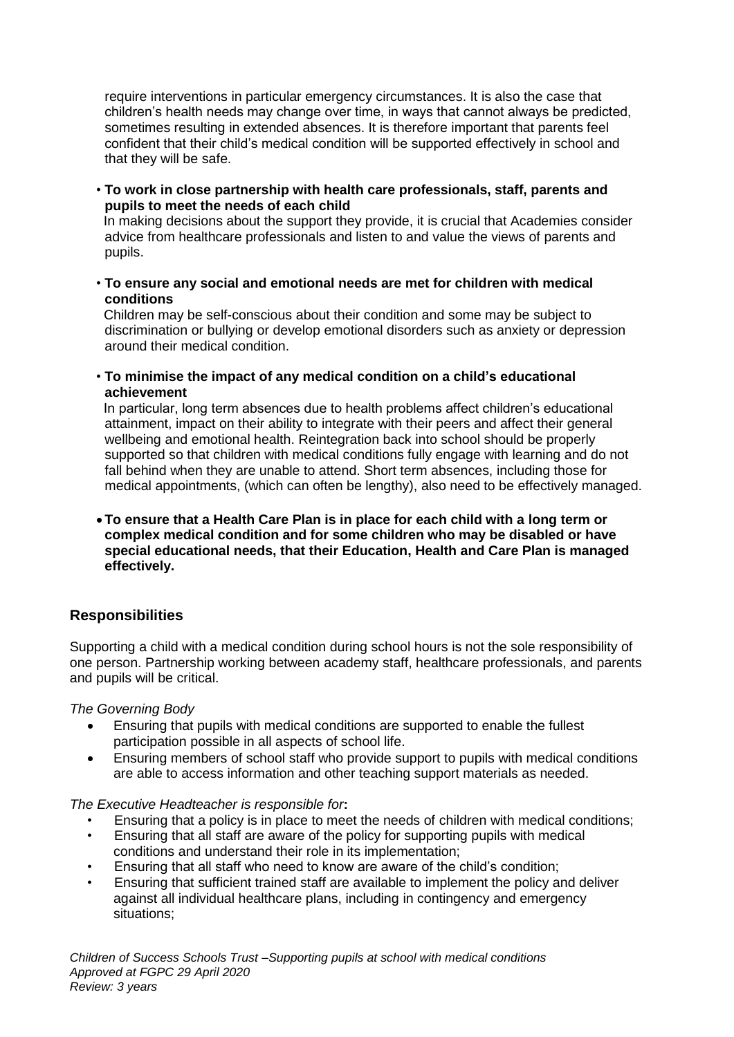require interventions in particular emergency circumstances. It is also the case that children's health needs may change over time, in ways that cannot always be predicted, sometimes resulting in extended absences. It is therefore important that parents feel confident that their child's medical condition will be supported effectively in school and that they will be safe.

- **To work in close partnership with health care professionals, staff, parents and pupils to meet the needs of each child**
  In making decisions about the support they provide, it is crucial that Academies consider advice from healthcare professionals and listen to and value the views of parents and pupils.

- **To ensure any social and emotional needs are met for children with medical conditions**
  Children may be self-conscious about their condition and some may be subject to discrimination or bullying or develop emotional disorders such as anxiety or depression around their medical condition.

- **To minimise the impact of any medical condition on a child's educational achievement**
  In particular, long term absences due to health problems affect children's educational attainment, impact on their ability to integrate with their peers and affect their general wellbeing and emotional health. Reintegration back into school should be properly supported so that children with medical conditions fully engage with learning and do not fall behind when they are unable to attend. Short term absences, including those for medical appointments, (which can often be lengthy), also need to be effectively managed.

- **To ensure that a Health Care Plan is in place for each child with a long term or complex medical condition and for some children who may be disabled or have special educational needs, that their Education, Health and Care Plan is managed effectively.**

## Responsibilities

Supporting a child with a medical condition during school hours is not the sole responsibility of one person. Partnership working between academy staff, healthcare professionals, and parents and pupils will be critical.

*The Governing Body*

- Ensuring that pupils with medical conditions are supported to enable the fullest participation possible in all aspects of school life.
- Ensuring members of school staff who provide support to pupils with medical conditions are able to access information and other teaching support materials as needed.

*The Executive Headteacher is responsible for***:**

- Ensuring that a policy is in place to meet the needs of children with medical conditions;
- Ensuring that all staff are aware of the policy for supporting pupils with medical conditions and understand their role in its implementation;
- Ensuring that all staff who need to know are aware of the child's condition;
- Ensuring that sufficient trained staff are available to implement the policy and deliver against all individual healthcare plans, including in contingency and emergency situations;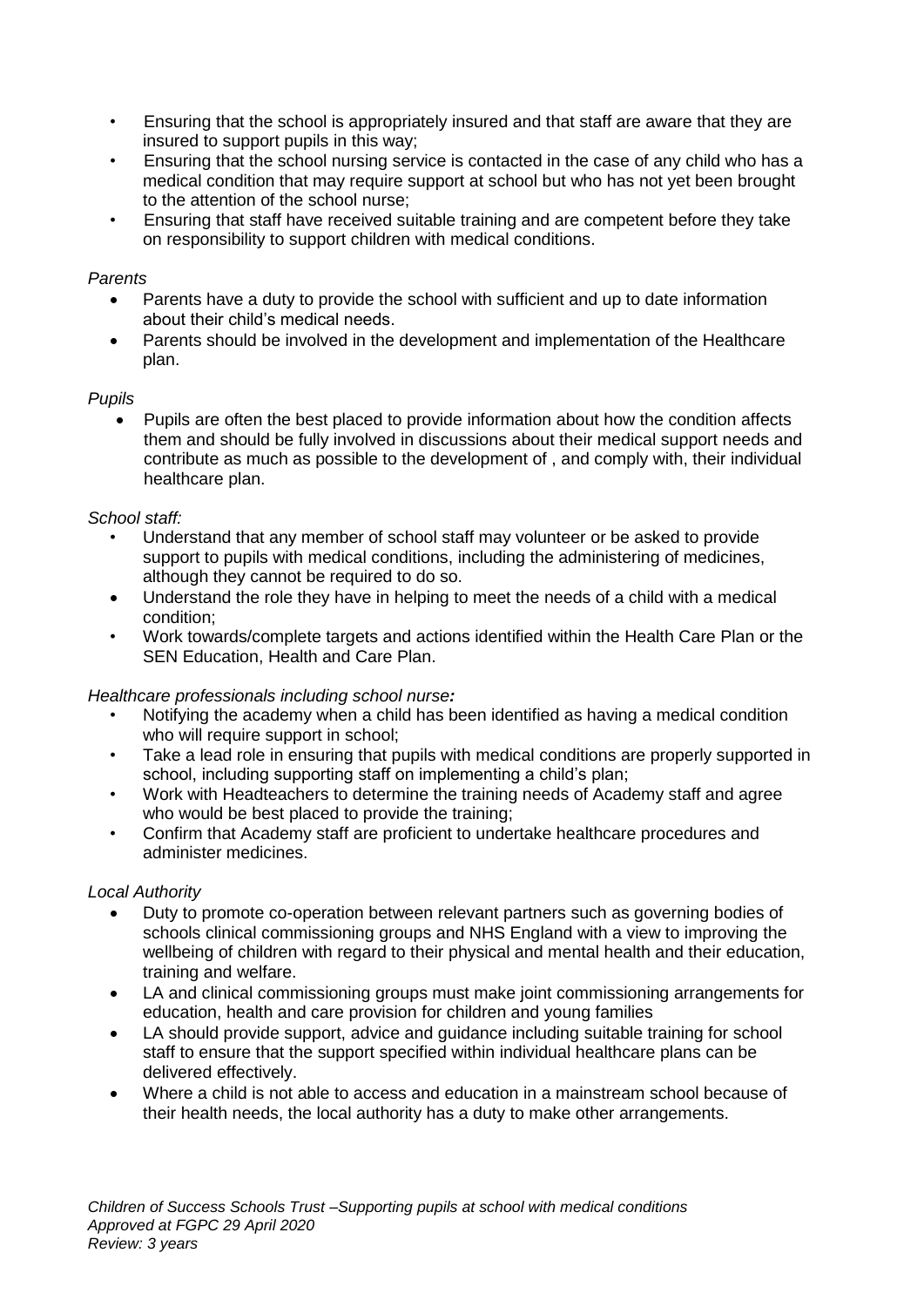- Ensuring that the school is appropriately insured and that staff are aware that they are insured to support pupils in this way;
- Ensuring that the school nursing service is contacted in the case of any child who has a medical condition that may require support at school but who has not yet been brought to the attention of the school nurse;
- Ensuring that staff have received suitable training and are competent before they take on responsibility to support children with medical conditions.

*Parents*

- Parents have a duty to provide the school with sufficient and up to date information about their child's medical needs.
- Parents should be involved in the development and implementation of the Healthcare plan.

*Pupils*

- Pupils are often the best placed to provide information about how the condition affects them and should be fully involved in discussions about their medical support needs and contribute as much as possible to the development of , and comply with, their individual healthcare plan.

*School staff:*

- Understand that any member of school staff may volunteer or be asked to provide support to pupils with medical conditions, including the administering of medicines, although they cannot be required to do so.
- Understand the role they have in helping to meet the needs of a child with a medical condition;
- Work towards/complete targets and actions identified within the Health Care Plan or the SEN Education, Health and Care Plan.

*Healthcare professionals including school nurse**:***

- Notifying the academy when a child has been identified as having a medical condition who will require support in school;
- Take a lead role in ensuring that pupils with medical conditions are properly supported in school, including supporting staff on implementing a child's plan;
- Work with Headteachers to determine the training needs of Academy staff and agree who would be best placed to provide the training;
- Confirm that Academy staff are proficient to undertake healthcare procedures and administer medicines.

*Local Authority*

- Duty to promote co-operation between relevant partners such as governing bodies of schools clinical commissioning groups and NHS England with a view to improving the wellbeing of children with regard to their physical and mental health and their education, training and welfare.
- LA and clinical commissioning groups must make joint commissioning arrangements for education, health and care provision for children and young families
- LA should provide support, advice and guidance including suitable training for school staff to ensure that the support specified within individual healthcare plans can be delivered effectively.
- Where a child is not able to access and education in a mainstream school because of their health needs, the local authority has a duty to make other arrangements.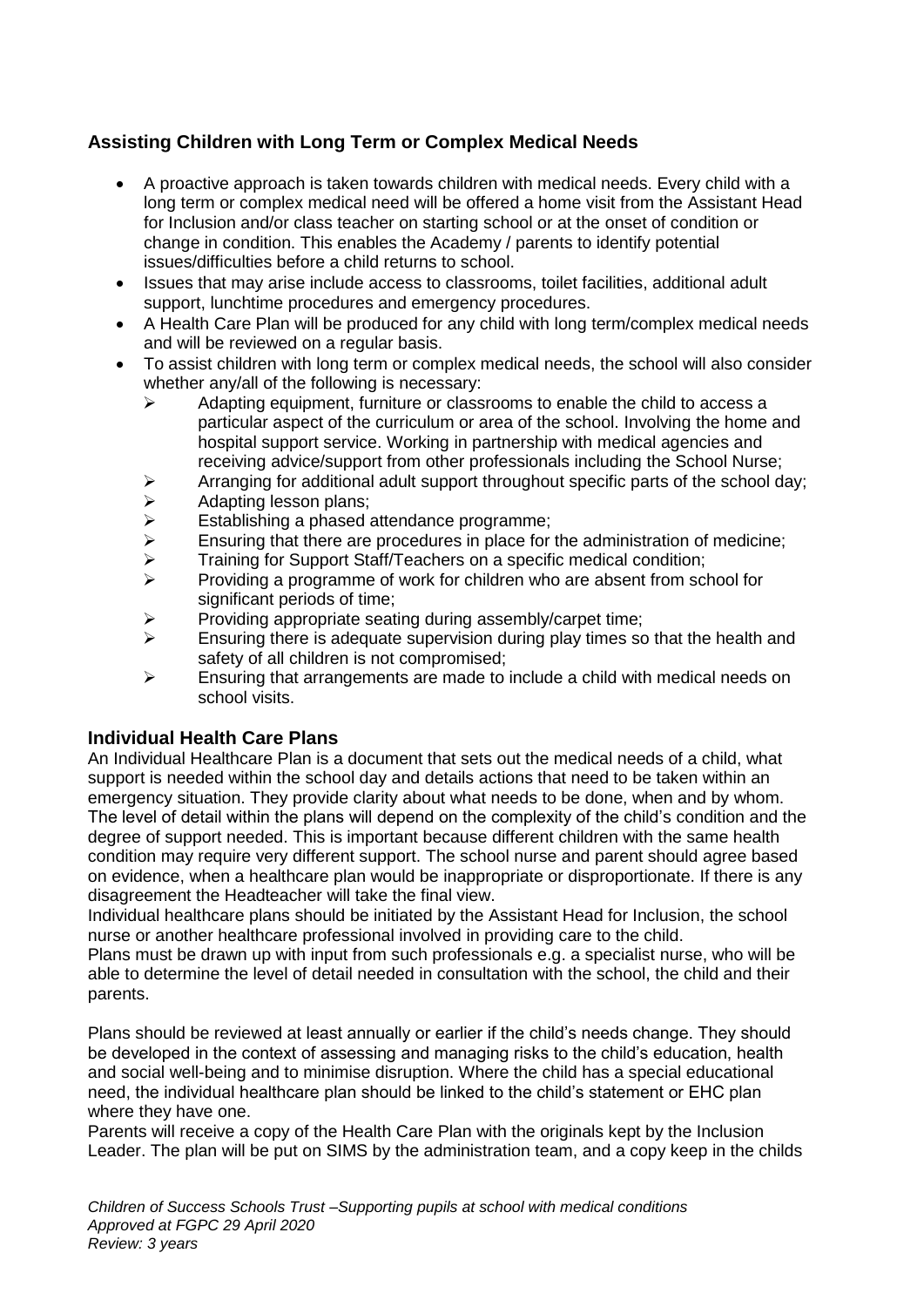### Assisting Children with Long Term or Complex Medical Needs

- A proactive approach is taken towards children with medical needs. Every child with a long term or complex medical need will be offered a home visit from the Assistant Head for Inclusion and/or class teacher on starting school or at the onset of condition or change in condition. This enables the Academy / parents to identify potential issues/difficulties before a child returns to school.
- Issues that may arise include access to classrooms, toilet facilities, additional adult support, lunchtime procedures and emergency procedures.
- A Health Care Plan will be produced for any child with long term/complex medical needs and will be reviewed on a regular basis.
- To assist children with long term or complex medical needs, the school will also consider whether any/all of the following is necessary:
  - Adapting equipment, furniture or classrooms to enable the child to access a particular aspect of the curriculum or area of the school. Involving the home and hospital support service. Working in partnership with medical agencies and receiving advice/support from other professionals including the School Nurse;
  - Arranging for additional adult support throughout specific parts of the school day;
  - Adapting lesson plans;
  - Establishing a phased attendance programme;
  - Ensuring that there are procedures in place for the administration of medicine;
  - Training for Support Staff/Teachers on a specific medical condition;
  - Providing a programme of work for children who are absent from school for significant periods of time;
  - Providing appropriate seating during assembly/carpet time;
  - Ensuring there is adequate supervision during play times so that the health and safety of all children is not compromised;
  - Ensuring that arrangements are made to include a child with medical needs on school visits.

### Individual Health Care Plans

An Individual Healthcare Plan is a document that sets out the medical needs of a child, what support is needed within the school day and details actions that need to be taken within an emergency situation. They provide clarity about what needs to be done, when and by whom. The level of detail within the plans will depend on the complexity of the child's condition and the degree of support needed. This is important because different children with the same health condition may require very different support. The school nurse and parent should agree based on evidence, when a healthcare plan would be inappropriate or disproportionate. If there is any disagreement the Headteacher will take the final view.

Individual healthcare plans should be initiated by the Assistant Head for Inclusion, the school nurse or another healthcare professional involved in providing care to the child.

Plans must be drawn up with input from such professionals e.g. a specialist nurse, who will be able to determine the level of detail needed in consultation with the school, the child and their parents.

Plans should be reviewed at least annually or earlier if the child's needs change. They should be developed in the context of assessing and managing risks to the child's education, health and social well-being and to minimise disruption. Where the child has a special educational need, the individual healthcare plan should be linked to the child's statement or EHC plan where they have one.

Parents will receive a copy of the Health Care Plan with the originals kept by the Inclusion Leader. The plan will be put on SIMS by the administration team, and a copy keep in the childs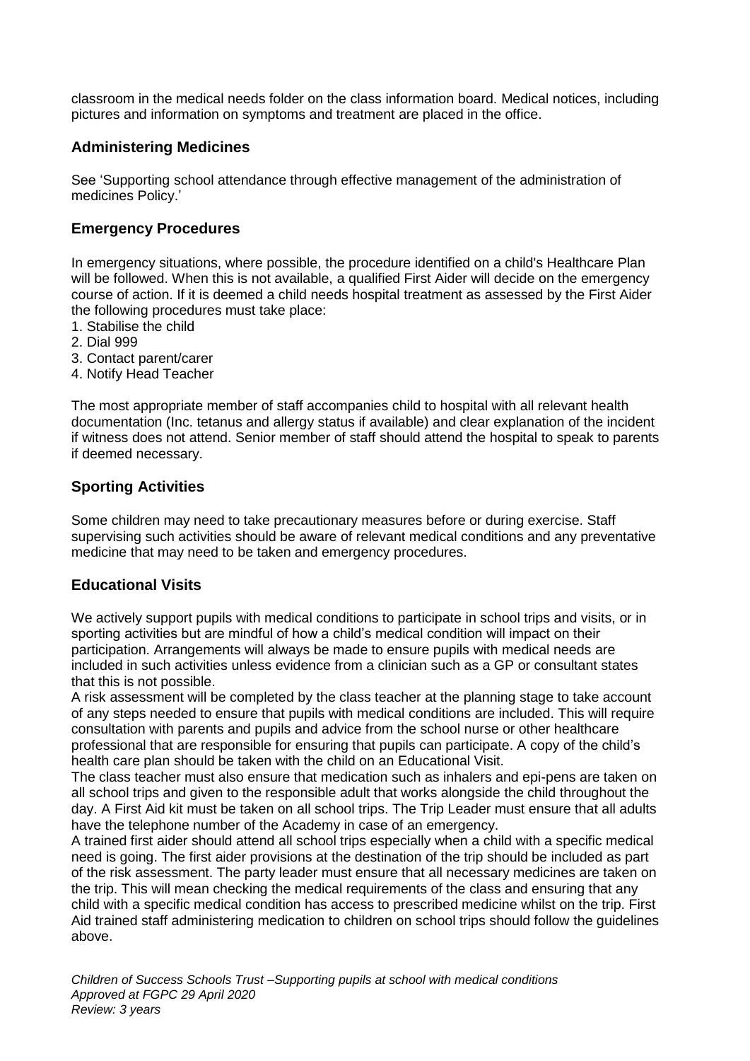classroom in the medical needs folder on the class information board. Medical notices, including pictures and information on symptoms and treatment are placed in the office.

## Administering Medicines

See 'Supporting school attendance through effective management of the administration of medicines Policy.'

## Emergency Procedures

In emergency situations, where possible, the procedure identified on a child's Healthcare Plan will be followed. When this is not available, a qualified First Aider will decide on the emergency course of action. If it is deemed a child needs hospital treatment as assessed by the First Aider the following procedures must take place:

1. Stabilise the child
2. Dial 999
3. Contact parent/carer
4. Notify Head Teacher

The most appropriate member of staff accompanies child to hospital with all relevant health documentation (Inc. tetanus and allergy status if available) and clear explanation of the incident if witness does not attend. Senior member of staff should attend the hospital to speak to parents if deemed necessary.

## Sporting Activities

Some children may need to take precautionary measures before or during exercise. Staff supervising such activities should be aware of relevant medical conditions and any preventative medicine that may need to be taken and emergency procedures.

## Educational Visits

We actively support pupils with medical conditions to participate in school trips and visits, or in sporting activities but are mindful of how a child's medical condition will impact on their participation. Arrangements will always be made to ensure pupils with medical needs are included in such activities unless evidence from a clinician such as a GP or consultant states that this is not possible.

A risk assessment will be completed by the class teacher at the planning stage to take account of any steps needed to ensure that pupils with medical conditions are included. This will require consultation with parents and pupils and advice from the school nurse or other healthcare professional that are responsible for ensuring that pupils can participate. A copy of the child's health care plan should be taken with the child on an Educational Visit.

The class teacher must also ensure that medication such as inhalers and epi-pens are taken on all school trips and given to the responsible adult that works alongside the child throughout the day. A First Aid kit must be taken on all school trips. The Trip Leader must ensure that all adults have the telephone number of the Academy in case of an emergency.

A trained first aider should attend all school trips especially when a child with a specific medical need is going. The first aider provisions at the destination of the trip should be included as part of the risk assessment. The party leader must ensure that all necessary medicines are taken on the trip. This will mean checking the medical requirements of the class and ensuring that any child with a specific medical condition has access to prescribed medicine whilst on the trip. First Aid trained staff administering medication to children on school trips should follow the guidelines above.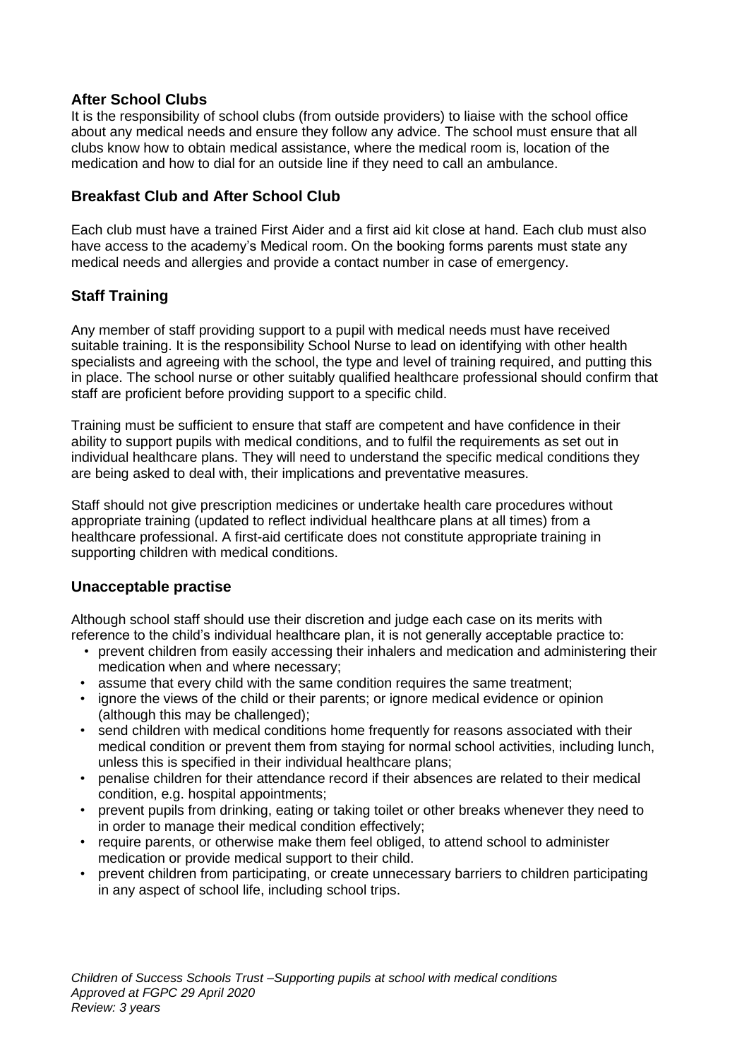## After School Clubs

It is the responsibility of school clubs (from outside providers) to liaise with the school office about any medical needs and ensure they follow any advice. The school must ensure that all clubs know how to obtain medical assistance, where the medical room is, location of the medication and how to dial for an outside line if they need to call an ambulance.

## Breakfast Club and After School Club

Each club must have a trained First Aider and a first aid kit close at hand. Each club must also have access to the academy's Medical room. On the booking forms parents must state any medical needs and allergies and provide a contact number in case of emergency.

## Staff Training

Any member of staff providing support to a pupil with medical needs must have received suitable training. It is the responsibility School Nurse to lead on identifying with other health specialists and agreeing with the school, the type and level of training required, and putting this in place. The school nurse or other suitably qualified healthcare professional should confirm that staff are proficient before providing support to a specific child.

Training must be sufficient to ensure that staff are competent and have confidence in their ability to support pupils with medical conditions, and to fulfil the requirements as set out in individual healthcare plans. They will need to understand the specific medical conditions they are being asked to deal with, their implications and preventative measures.

Staff should not give prescription medicines or undertake health care procedures without appropriate training (updated to reflect individual healthcare plans at all times) from a healthcare professional. A first-aid certificate does not constitute appropriate training in supporting children with medical conditions.

## Unacceptable practise

Although school staff should use their discretion and judge each case on its merits with reference to the child's individual healthcare plan, it is not generally acceptable practice to:

- prevent children from easily accessing their inhalers and medication and administering their medication when and where necessary;
- assume that every child with the same condition requires the same treatment;
- ignore the views of the child or their parents; or ignore medical evidence or opinion (although this may be challenged);
- send children with medical conditions home frequently for reasons associated with their medical condition or prevent them from staying for normal school activities, including lunch, unless this is specified in their individual healthcare plans;
- penalise children for their attendance record if their absences are related to their medical condition, e.g. hospital appointments;
- prevent pupils from drinking, eating or taking toilet or other breaks whenever they need to in order to manage their medical condition effectively;
- require parents, or otherwise make them feel obliged, to attend school to administer medication or provide medical support to their child.
- prevent children from participating, or create unnecessary barriers to children participating in any aspect of school life, including school trips.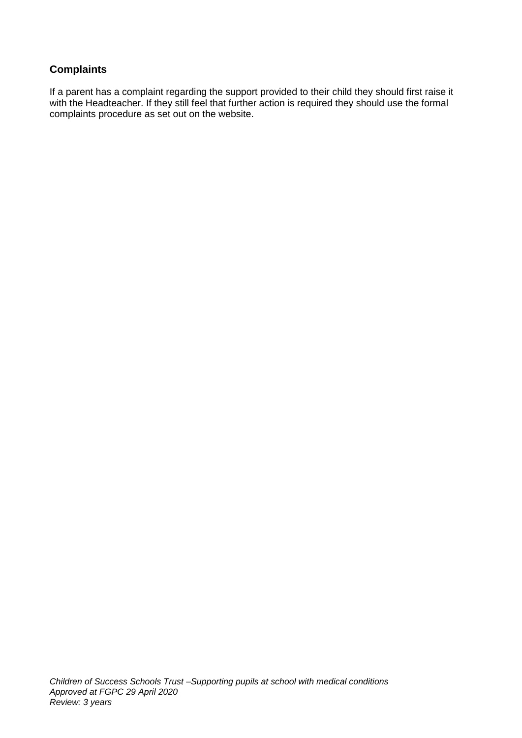## Complaints

If a parent has a complaint regarding the support provided to their child they should first raise it with the Headteacher. If they still feel that further action is required they should use the formal complaints procedure as set out on the website.